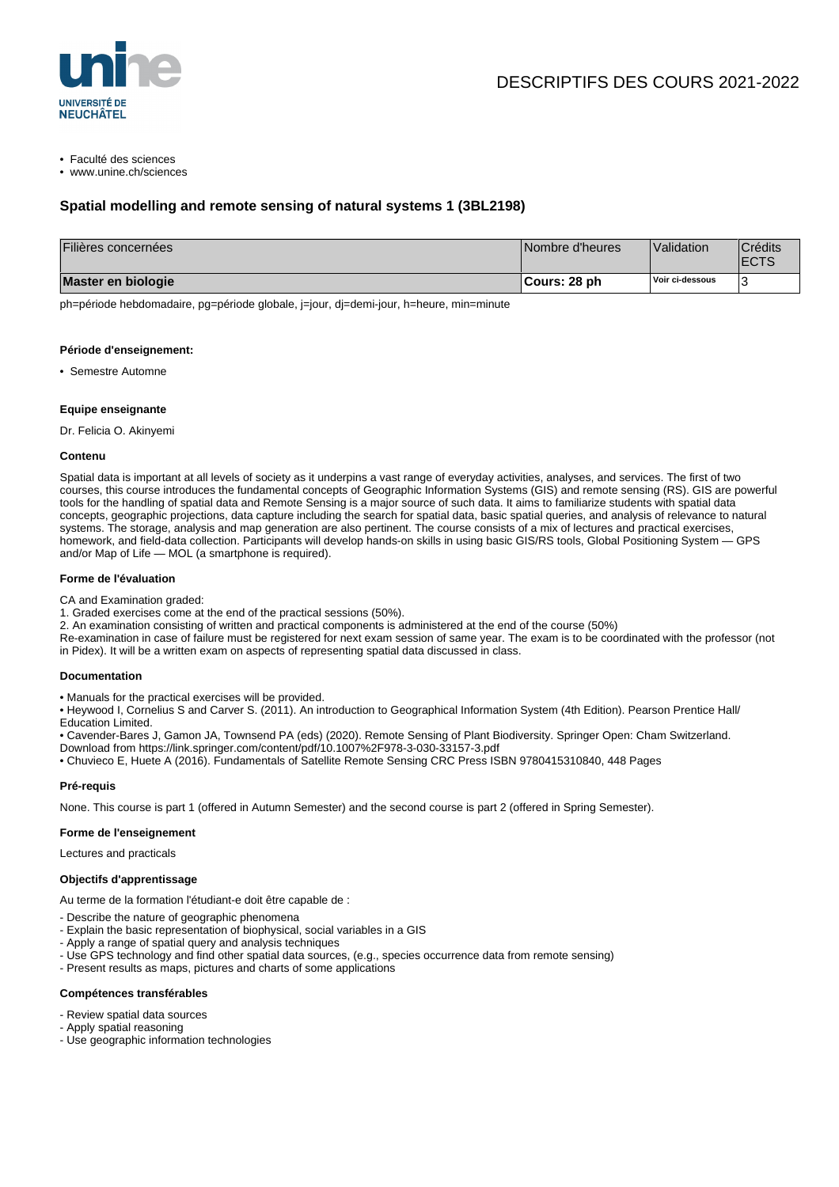# DESCRIPTIFS DES COURS 2021-2022

- Faculté des sciences
- www.unine.ch/sciences

## Spatial modelling and remote sensing of natural systems 1 (3BL2198)

| Filières concernées | Nombre d'heures | Validation | Crédits ECTS |
|---|---|---|---|
| **Master en biologie** | **Cours: 28 ph** | **Voir ci-dessous** | 3 |

ph=période hebdomadaire, pg=période globale, j=jour, dj=demi-jour, h=heure, min=minute

#### Période d'enseignement:

- Semestre Automne

#### Equipe enseignante

Dr. Felicia O. Akinyemi

#### Contenu

Spatial data is important at all levels of society as it underpins a vast range of everyday activities, analyses, and services. The first of two courses, this course introduces the fundamental concepts of Geographic Information Systems (GIS) and remote sensing (RS). GIS are powerful tools for the handling of spatial data and Remote Sensing is a major source of such data. It aims to familiarize students with spatial data concepts, geographic projections, data capture including the search for spatial data, basic spatial queries, and analysis of relevance to natural systems. The storage, analysis and map generation are also pertinent. The course consists of a mix of lectures and practical exercises, homework, and field-data collection. Participants will develop hands-on skills in using basic GIS/RS tools, Global Positioning System — GPS and/or Map of Life — MOL (a smartphone is required).

#### Forme de l'évaluation

CA and Examination graded:
1. Graded exercises come at the end of the practical sessions (50%).
2. An examination consisting of written and practical components is administered at the end of the course (50%)
Re-examination in case of failure must be registered for next exam session of same year. The exam is to be coordinated with the professor (not in Pidex). It will be a written exam on aspects of representing spatial data discussed in class.

#### Documentation

• Manuals for the practical exercises will be provided.
• Heywood I, Cornelius S and Carver S. (2011). An introduction to Geographical Information System (4th Edition). Pearson Prentice Hall/ Education Limited.
• Cavender-Bares J, Gamon JA, Townsend PA (eds) (2020). Remote Sensing of Plant Biodiversity. Springer Open: Cham Switzerland. Download from https://link.springer.com/content/pdf/10.1007%2F978-3-030-33157-3.pdf
• Chuvieco E, Huete A (2016). Fundamentals of Satellite Remote Sensing CRC Press ISBN 9780415310840, 448 Pages

#### Pré-requis

None. This course is part 1 (offered in Autumn Semester) and the second course is part 2 (offered in Spring Semester).

#### Forme de l'enseignement

Lectures and practicals

#### Objectifs d'apprentissage

Au terme de la formation l'étudiant-e doit être capable de :

- Describe the nature of geographic phenomena
- Explain the basic representation of biophysical, social variables in a GIS
- Apply a range of spatial query and analysis techniques
- Use GPS technology and find other spatial data sources, (e.g., species occurrence data from remote sensing)
- Present results as maps, pictures and charts of some applications

#### Compétences transférables

- Review spatial data sources
- Apply spatial reasoning
- Use geographic information technologies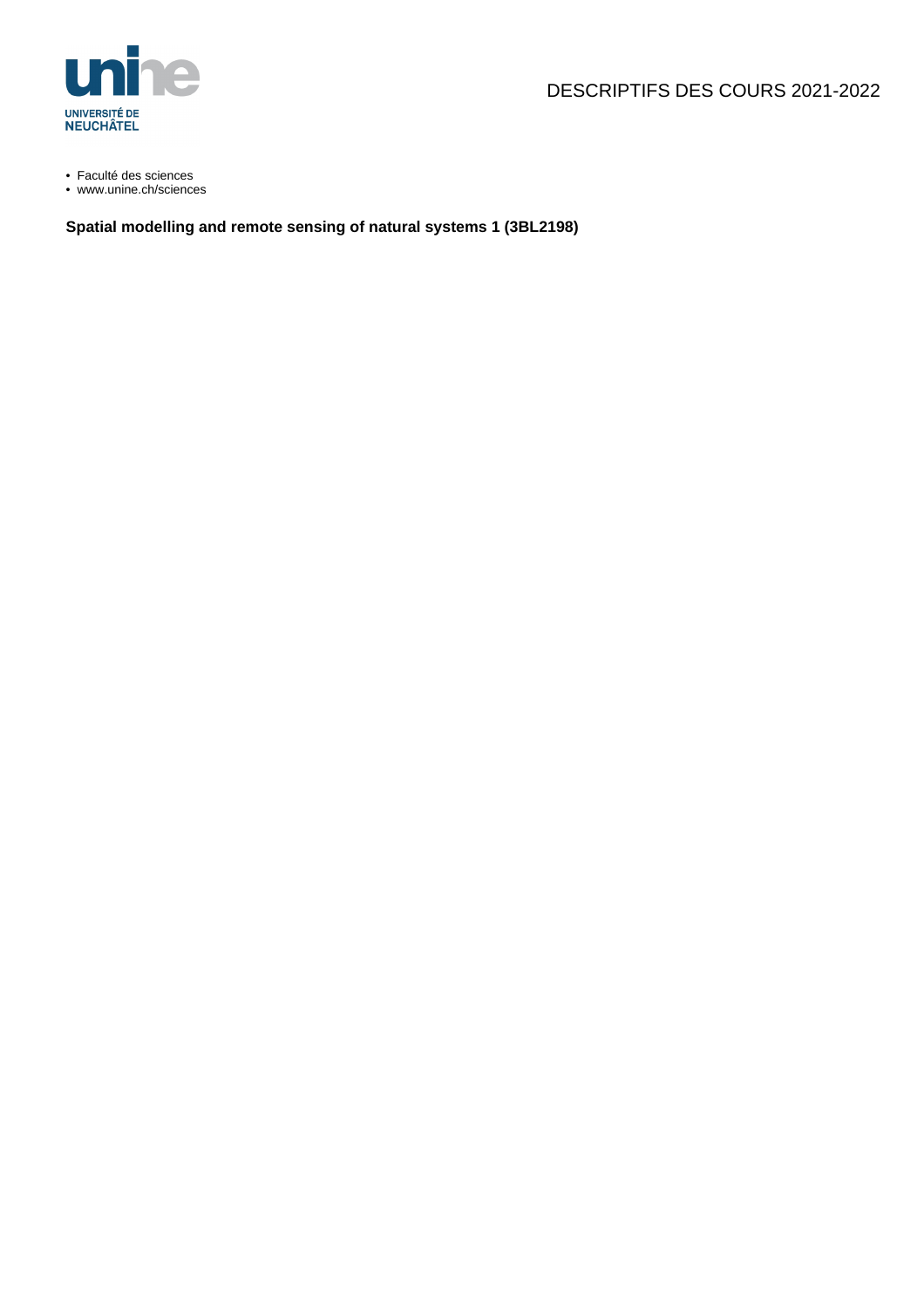- Faculté des sciences
- www.unine.ch/sciences

**Spatial modelling and remote sensing of natural systems 1 (3BL2198)**